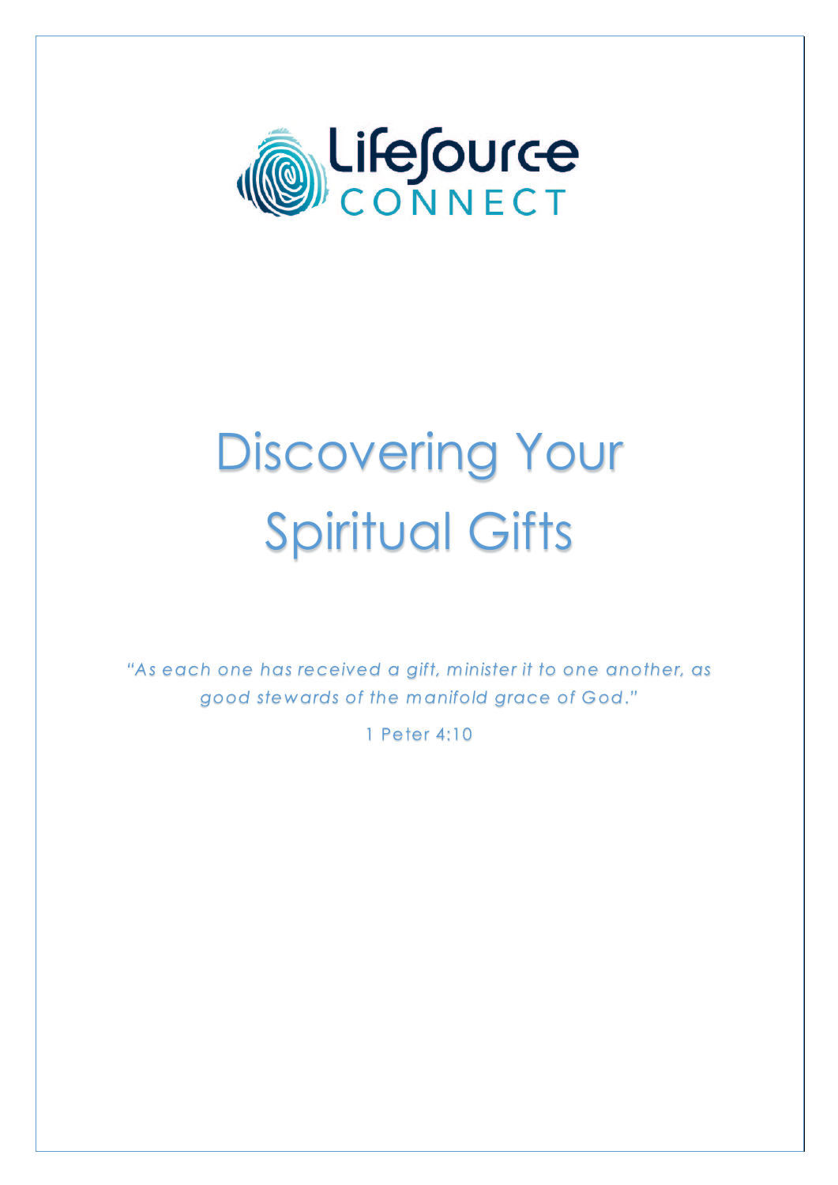LifeSource CONNECT

# Discovering Your Spiritual Gifts

*"As each one has received a gift, minister it to one another, as good stewards of the manifold grace of God."*

1 Peter 4:10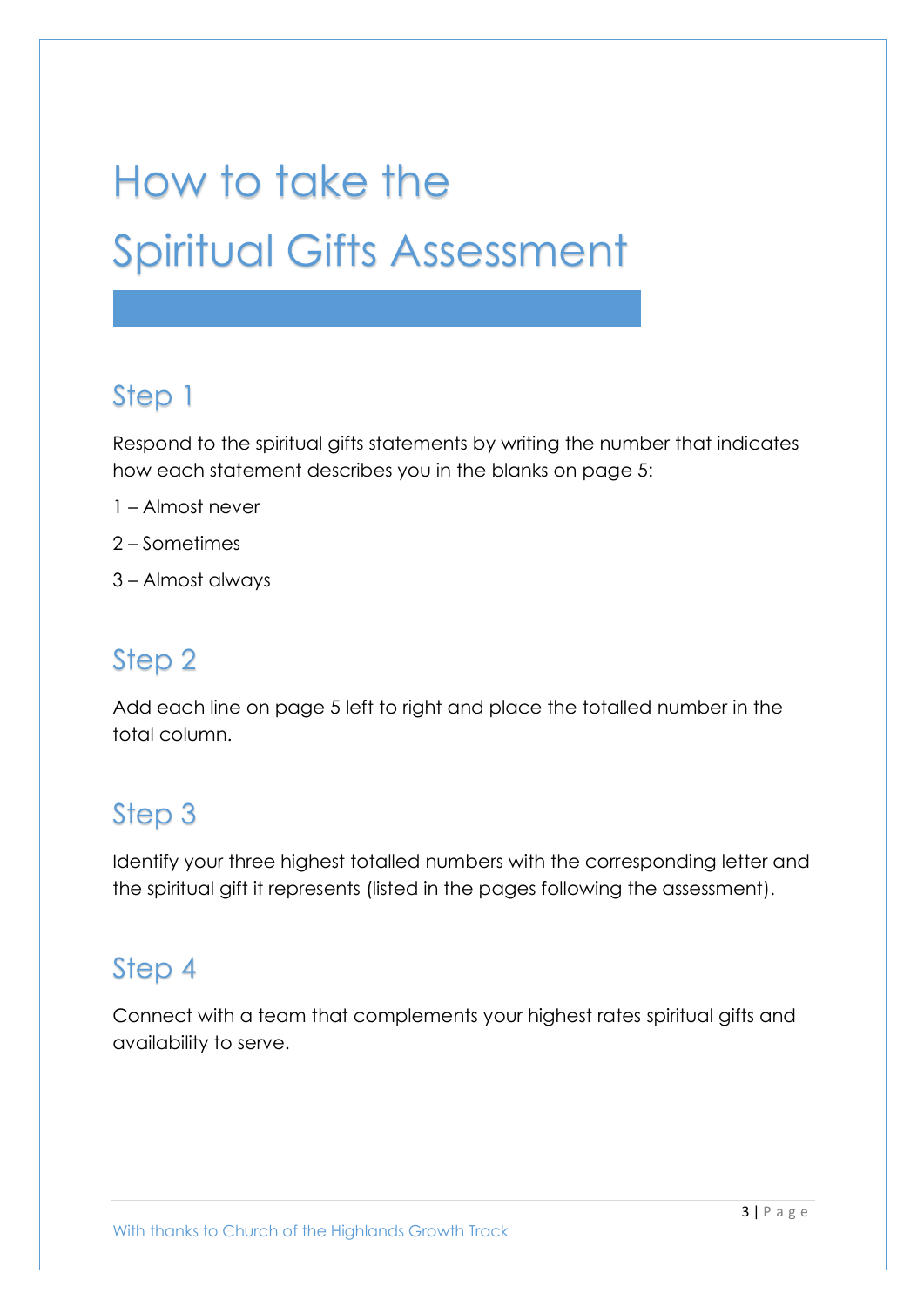# How to take the Spiritual Gifts Assessment

## Step 1

Respond to the spiritual gifts statements by writing the number that indicates how each statement describes you in the blanks on page 5:

1 – Almost never

2 – Sometimes

3 – Almost always

## Step 2

Add each line on page 5 left to right and place the totalled number in the total column.

## Step 3

Identify your three highest totalled numbers with the corresponding letter and the spiritual gift it represents (listed in the pages following the assessment).

## Step 4

Connect with a team that complements your highest rates spiritual gifts and availability to serve.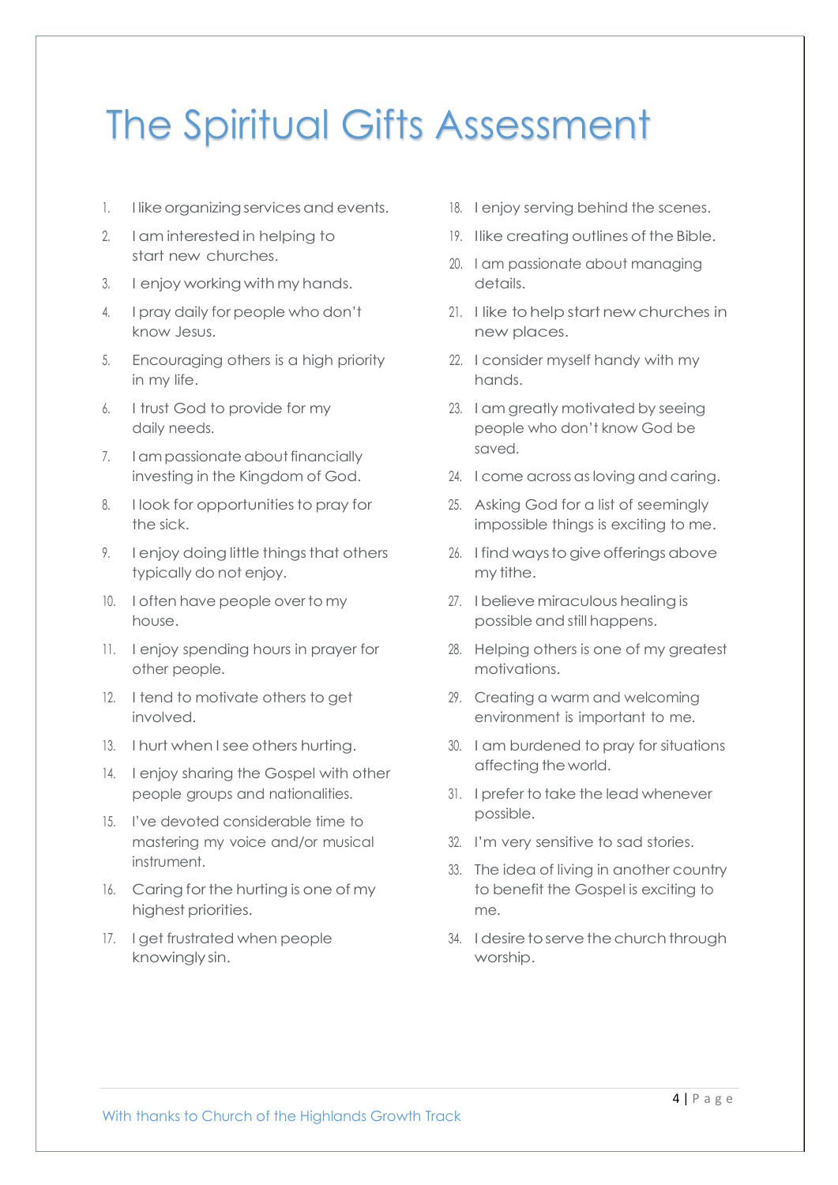# The Spiritual Gifts Assessment

1. I like organizing services and events.
2. I am interested in helping to start new churches.
3. I enjoy working with my hands.
4. I pray daily for people who don't know Jesus.
5. Encouraging others is a high priority in my life.
6. I trust God to provide for my daily needs.
7. I am passionate about financially investing in the Kingdom of God.
8. I look for opportunities to pray for the sick.
9. I enjoy doing little things that others typically do not enjoy.
10. I often have people over to my house.
11. I enjoy spending hours in prayer for other people.
12. I tend to motivate others to get involved.
13. I hurt when I see others hurting.
14. I enjoy sharing the Gospel with other people groups and nationalities.
15. I've devoted considerable time to mastering my voice and/or musical instrument.
16. Caring for the hurting is one of my highest priorities.
17. I get frustrated when people knowingly sin.
18. I enjoy serving behind the scenes.
19. I like creating outlines of the Bible.
20. I am passionate about managing details.
21. I like to help start new churches in new places.
22. I consider myself handy with my hands.
23. I am greatly motivated by seeing people who don't know God be saved.
24. I come across as loving and caring.
25. Asking God for a list of seemingly impossible things is exciting to me.
26. I find ways to give offerings above my tithe.
27. I believe miraculous healing is possible and still happens.
28. Helping others is one of my greatest motivations.
29. Creating a warm and welcoming environment is important to me.
30. I am burdened to pray for situations affecting the world.
31. I prefer to take the lead whenever possible.
32. I'm very sensitive to sad stories.
33. The idea of living in another country to benefit the Gospel is exciting to me.
34. I desire to serve the church through worship.

With thanks to Church of the Highlands Growth Track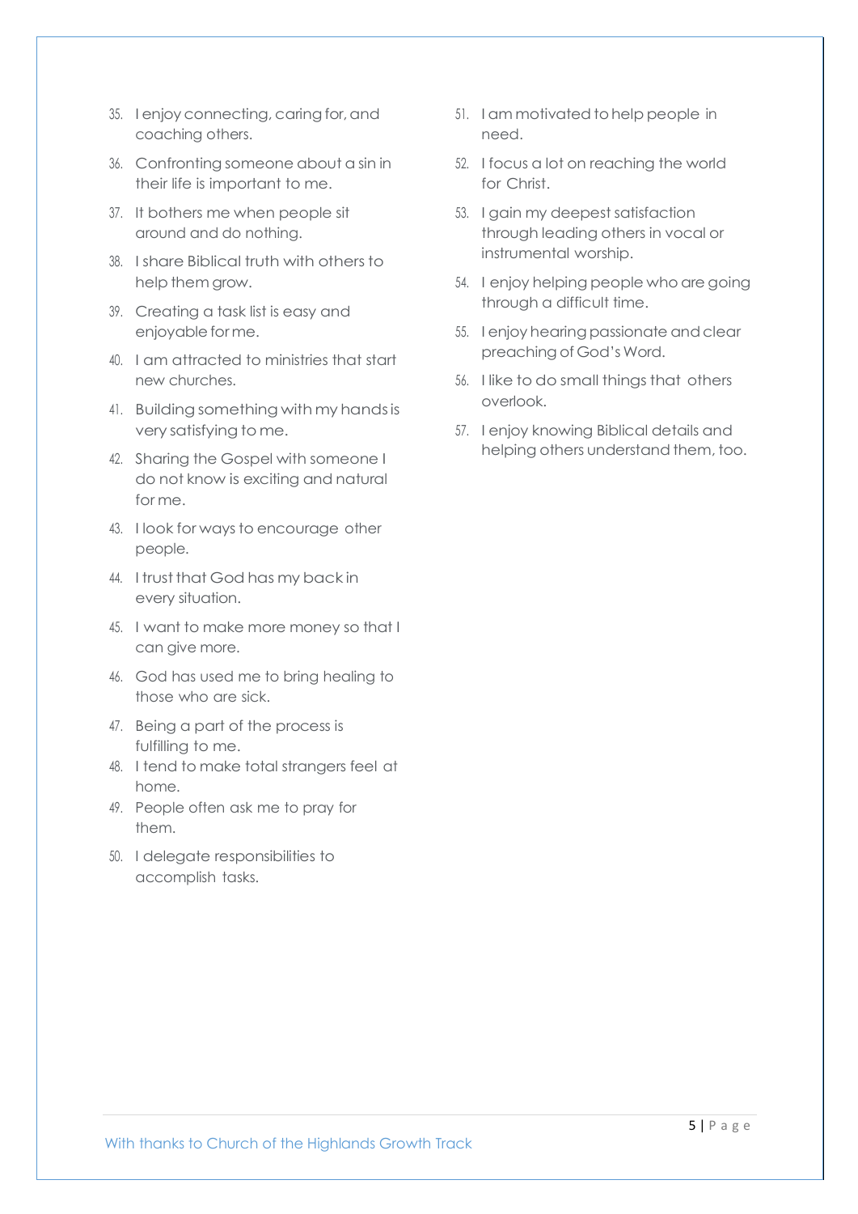35. I enjoy connecting, caring for, and coaching others.
36. Confronting someone about a sin in their life is important to me.
37. It bothers me when people sit around and do nothing.
38. I share Biblical truth with others to help them grow.
39. Creating a task list is easy and enjoyable for me.
40. I am attracted to ministries that start new churches.
41. Building something with my hands is very satisfying to me.
42. Sharing the Gospel with someone I do not know is exciting and natural for me.
43. I look for ways to encourage other people.
44. I trust that God has my back in every situation.
45. I want to make more money so that I can give more.
46. God has used me to bring healing to those who are sick.
47. Being a part of the process is fulfilling to me.
48. I tend to make total strangers feel at home.
49. People often ask me to pray for them.
50. I delegate responsibilities to accomplish tasks.
51. I am motivated to help people in need.
52. I focus a lot on reaching the world for Christ.
53. I gain my deepest satisfaction through leading others in vocal or instrumental worship.
54. I enjoy helping people who are going through a difficult time.
55. I enjoy hearing passionate and clear preaching of God's Word.
56. I like to do small things that others overlook.
57. I enjoy knowing Biblical details and helping others understand them, too.

With thanks to Church of the Highlands Growth Track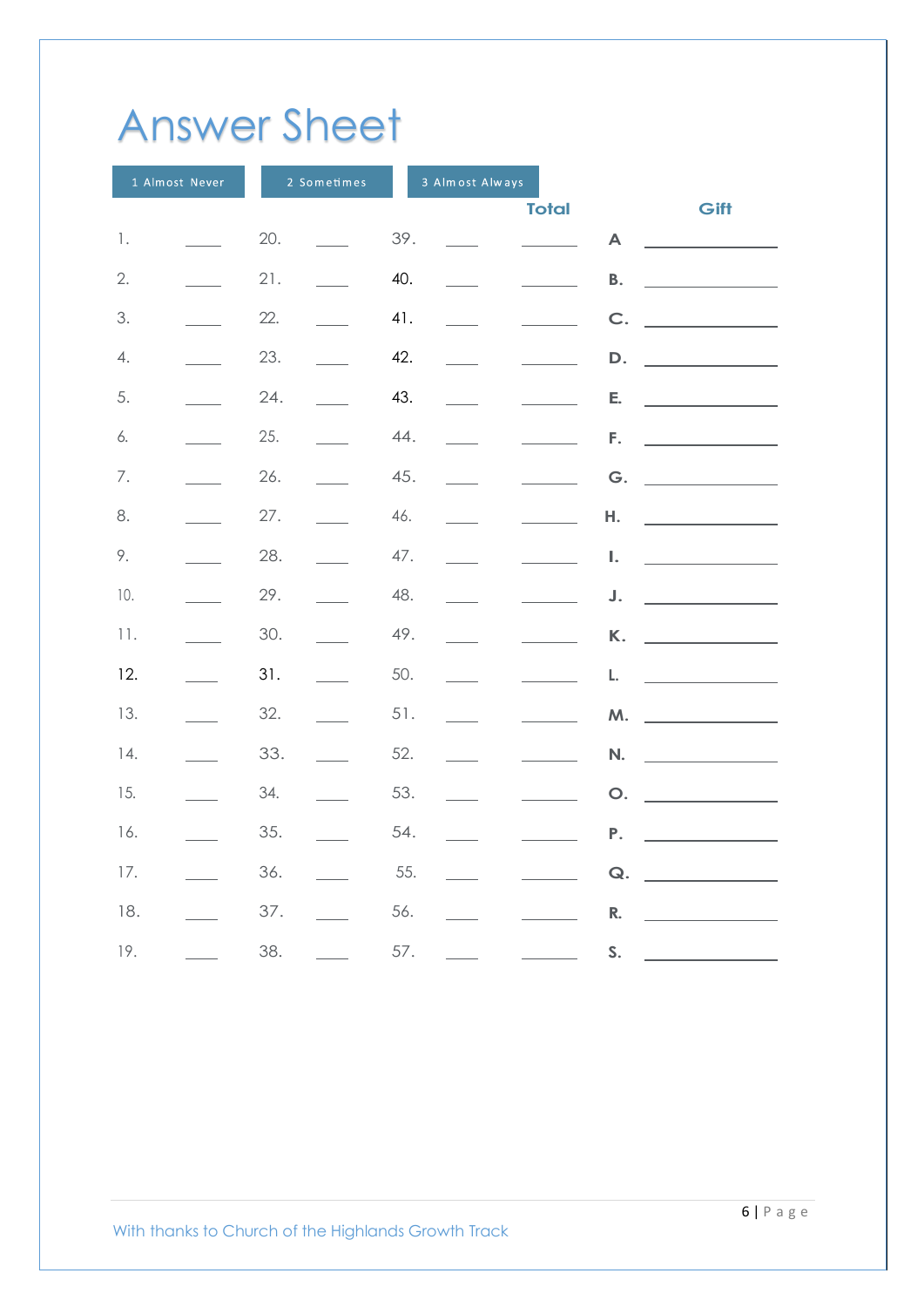# Answer Sheet

| 1 Almost Never | 2 Sometimes | 3 Almost Always |
|---|---|---|

| | | | | | | Total | | Gift |
|---|---|---|---|---|---|---|---|---|
| 1. | ____ | 20. | ____ | 39. | ____ | ______ | A | ____________ |
| 2. | ____ | 21. | ____ | 40. | ____ | ______ | B. | ____________ |
| 3. | ____ | 22. | ____ | 41. | ____ | ______ | C. | ____________ |
| 4. | ____ | 23. | ____ | 42. | ____ | ______ | D. | ____________ |
| 5. | ____ | 24. | ____ | 43. | ____ | ______ | E. | ____________ |
| 6. | ____ | 25. | ____ | 44. | ____ | ______ | F. | ____________ |
| 7. | ____ | 26. | ____ | 45. | ____ | ______ | G. | ____________ |
| 8. | ____ | 27. | ____ | 46. | ____ | ______ | H. | ____________ |
| 9. | ____ | 28. | ____ | 47. | ____ | ______ | I. | ____________ |
| 10. | ____ | 29. | ____ | 48. | ____ | ______ | J. | ____________ |
| 11. | ____ | 30. | ____ | 49. | ____ | ______ | K. | ____________ |
| 12. | ____ | 31. | ____ | 50. | ____ | ______ | L. | ____________ |
| 13. | ____ | 32. | ____ | 51. | ____ | ______ | M. | ____________ |
| 14. | ____ | 33. | ____ | 52. | ____ | ______ | N. | ____________ |
| 15. | ____ | 34. | ____ | 53. | ____ | ______ | O. | ____________ |
| 16. | ____ | 35. | ____ | 54. | ____ | ______ | P. | ____________ |
| 17. | ____ | 36. | ____ | 55. | ____ | ______ | Q. | ____________ |
| 18. | ____ | 37. | ____ | 56. | ____ | ______ | R. | ____________ |
| 19. | ____ | 38. | ____ | 57. | ____ | ______ | S. | ____________ |

With thanks to Church of the Highlands Growth Track